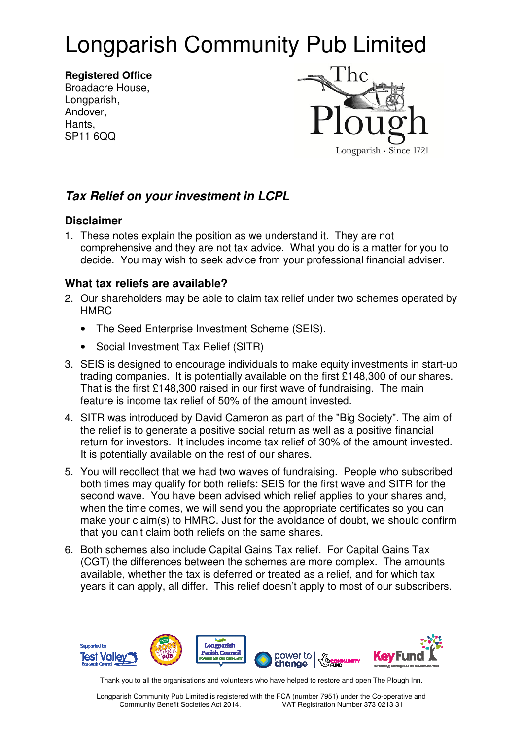# Longparish Community Pub Limited

**Registered Office**
Broadacre House,
Longparish,
Andover,
Hants,
SP11 6QQ

The Plough
Longparish · Since 1721

## ***Tax Relief on your investment in LCPL***

### Disclaimer

1. These notes explain the position as we understand it. They are not comprehensive and they are not tax advice. What you do is a matter for you to decide. You may wish to seek advice from your professional financial adviser.

### What tax reliefs are available?

2. Our shareholders may be able to claim tax relief under two schemes operated by HMRC
   - The Seed Enterprise Investment Scheme (SEIS).
   - Social Investment Tax Relief (SITR)
3. SEIS is designed to encourage individuals to make equity investments in start-up trading companies. It is potentially available on the first £148,300 of our shares. That is the first £148,300 raised in our first wave of fundraising. The main feature is income tax relief of 50% of the amount invested.
4. SITR was introduced by David Cameron as part of the "Big Society". The aim of the relief is to generate a positive social return as well as a positive financial return for investors. It includes income tax relief of 30% of the amount invested. It is potentially available on the rest of our shares.
5. You will recollect that we had two waves of fundraising. People who subscribed both times may qualify for both reliefs: SEIS for the first wave and SITR for the second wave. You have been advised which relief applies to your shares and, when the time comes, we will send you the appropriate certificates so you can make your claim(s) to HMRC. Just for the avoidance of doubt, we should confirm that you can't claim both reliefs on the same shares.
6. Both schemes also include Capital Gains Tax relief. For Capital Gains Tax (CGT) the differences between the schemes are more complex. The amounts available, whether the tax is deferred or treated as a relief, and for which tax years it can apply, all differ. This relief doesn't apply to most of our subscribers.

Thank you to all the organisations and volunteers who have helped to restore and open The Plough Inn.

Longparish Community Pub Limited is registered with the FCA (number 7951) under the Co-operative and Community Benefit Societies Act 2014. VAT Registration Number 373 0213 31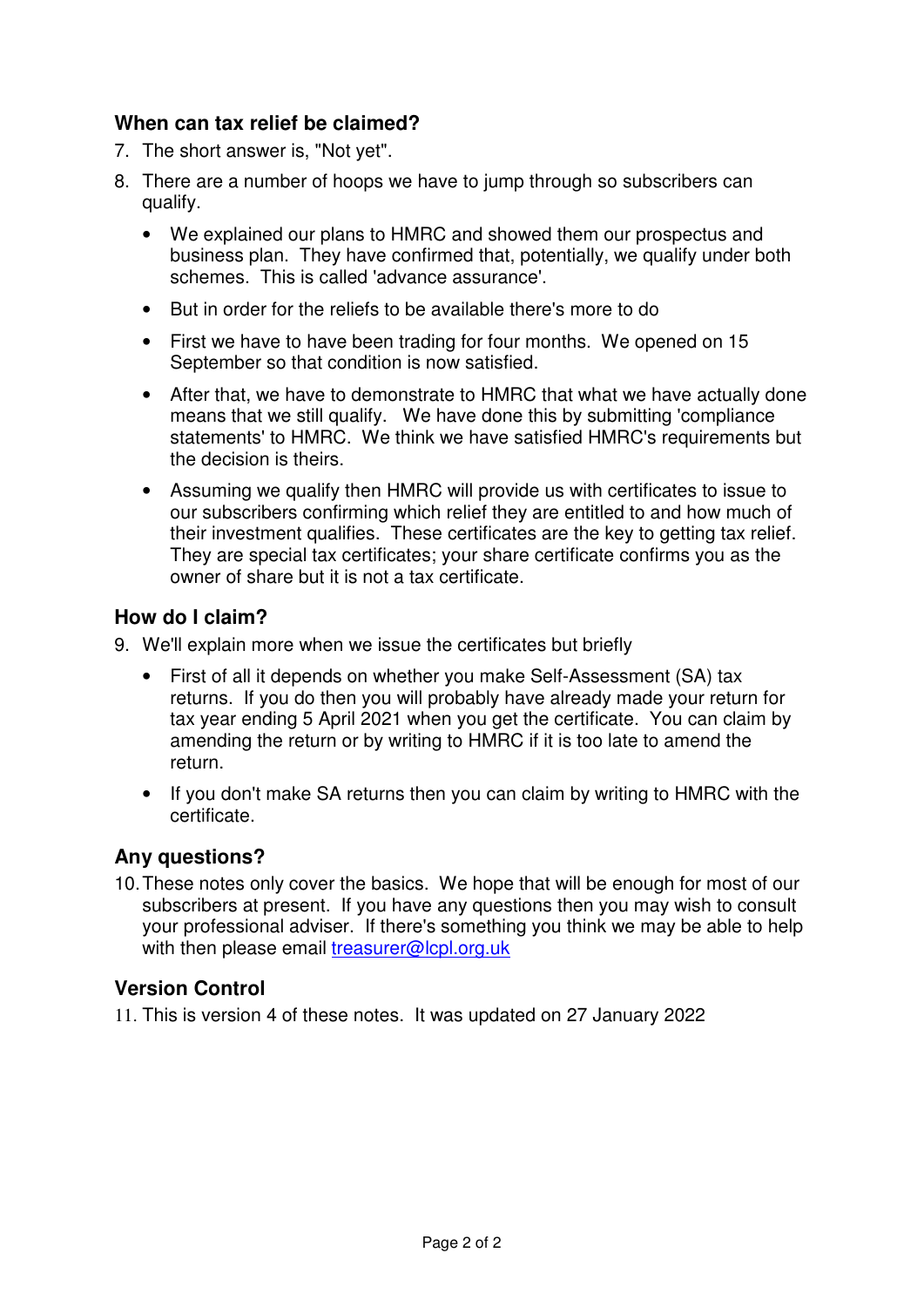## When can tax relief be claimed?

7. The short answer is, "Not yet".
8. There are a number of hoops we have to jump through so subscribers can qualify.
   - We explained our plans to HMRC and showed them our prospectus and business plan. They have confirmed that, potentially, we qualify under both schemes. This is called 'advance assurance'.
   - But in order for the reliefs to be available there's more to do
   - First we have to have been trading for four months. We opened on 15 September so that condition is now satisfied.
   - After that, we have to demonstrate to HMRC that what we have actually done means that we still qualify. We have done this by submitting 'compliance statements' to HMRC. We think we have satisfied HMRC's requirements but the decision is theirs.
   - Assuming we qualify then HMRC will provide us with certificates to issue to our subscribers confirming which relief they are entitled to and how much of their investment qualifies. These certificates are the key to getting tax relief. They are special tax certificates; your share certificate confirms you as the owner of share but it is not a tax certificate.

## How do I claim?

9. We'll explain more when we issue the certificates but briefly
   - First of all it depends on whether you make Self-Assessment (SA) tax returns. If you do then you will probably have already made your return for tax year ending 5 April 2021 when you get the certificate. You can claim by amending the return or by writing to HMRC if it is too late to amend the return.
   - If you don't make SA returns then you can claim by writing to HMRC with the certificate.

## Any questions?

10. These notes only cover the basics. We hope that will be enough for most of our subscribers at present. If you have any questions then you may wish to consult your professional adviser. If there's something you think we may be able to help with then please email treasurer@lcpl.org.uk

## Version Control

11. This is version 4 of these notes. It was updated on 27 January 2022